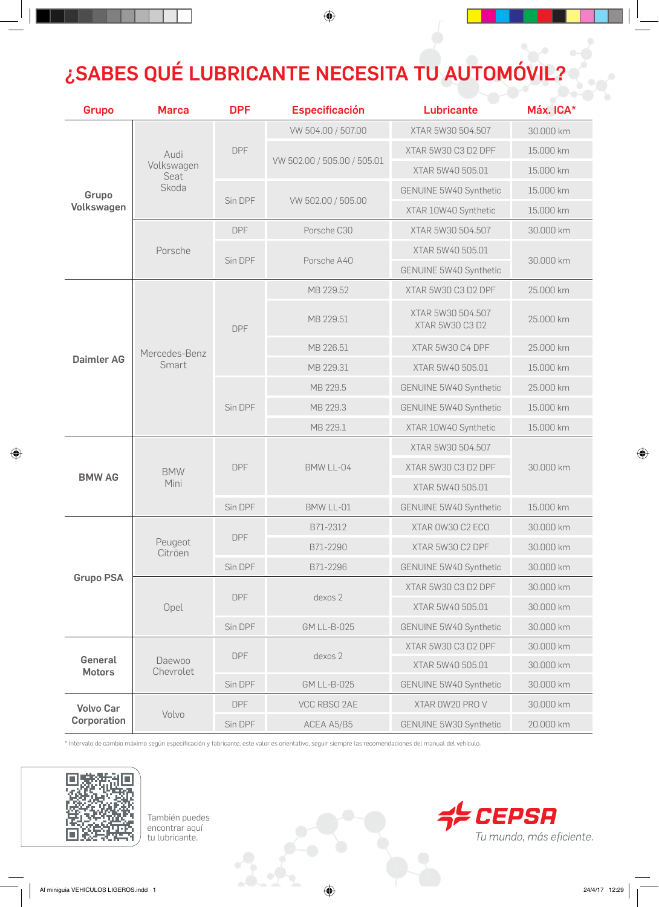# ¿SABES QUÉ LUBRICANTE NECESITA TU AUTOMÓVIL?

| Grupo | Marca | DPF | Especificación | Lubricante | Máx. ICA* |
|---|---|---|---|---|---|
| Grupo Volkswagen | Audi Volkswagen Seat Skoda | DPF | VW 504.00 / 507.00 | XTAR 5W30 504.507 | 30.000 km |
| | | | VW 502.00 / 505.00 / 505.01 | XTAR 5W30 C3 D2 DPF | 15.000 km |
| | | | | XTAR 5W40 505.01 | 15.000 km |
| | | Sin DPF | VW 502.00 / 505.00 | GENUINE 5W40 Synthetic | 15.000 km |
| | | | | XTAR 10W40 Synthetic | 15.000 km |
| | Porsche | DPF | Porsche C30 | XTAR 5W30 504.507 | 30.000 km |
| | | Sin DPF | Porsche A40 | XTAR 5W40 505.01 | 30.000 km |
| | | | | GENUINE 5W40 Synthetic | |
| Daimler AG | Mercedes-Benz Smart | DPF | MB 229.52 | XTAR 5W30 C3 D2 DPF | 25.000 km |
| | | | MB 229.51 | XTAR 5W30 504.507 XTAR 5W30 C3 D2 | 25.000 km |
| | | | MB 226.51 | XTAR 5W30 C4 DPF | 25.000 km |
| | | | MB 229.31 | XTAR 5W40 505.01 | 15.000 km |
| | | Sin DPF | MB 229.5 | GENUINE 5W40 Synthetic | 25.000 km |
| | | | MB 229.3 | GENUINE 5W40 Synthetic | 15.000 km |
| | | | MB 229.1 | XTAR 10W40 Synthetic | 15.000 km |
| BMW AG | BMW Mini | DPF | BMW LL-04 | XTAR 5W30 504.507 | 30.000 km |
| | | | | XTAR 5W30 C3 D2 DPF | |
| | | | | XTAR 5W40 505.01 | |
| | | Sin DPF | BMW LL-01 | GENUINE 5W40 Synthetic | 15.000 km |
| Grupo PSA | Peugeot Citröen | DPF | B71-2312 | XTAR 0W30 C2 ECO | 30.000 km |
| | | | B71-2290 | XTAR 5W30 C2 DPF | 30.000 km |
| | | Sin DPF | B71-2296 | GENUINE 5W40 Synthetic | 30.000 km |
| | Opel | DPF | dexos 2 | XTAR 5W30 C3 D2 DPF | 30.000 km |
| | | | | XTAR 5W40 505.01 | 30.000 km |
| | | Sin DPF | GM LL-B-025 | GENUINE 5W40 Synthetic | 30.000 km |
| General Motors | Daewoo Chevrolet | DPF | dexos 2 | XTAR 5W30 C3 D2 DPF | 30.000 km |
| | | | | XTAR 5W40 505.01 | 30.000 km |
| | | Sin DPF | GM LL-B-025 | GENUINE 5W40 Synthetic | 30.000 km |
| Volvo Car Corporation | Volvo | DPF | VCC RBSO 2AE | XTAR 0W20 PRO V | 30.000 km |
| | | Sin DPF | ACEA A5/B5 | GENUINE 5W30 Synthetic | 20.000 km |

* Intervalo de cambio máximo según especificación y fabricante, este valor es orientativo, seguir siempre las recomendaciones del manual del vehículo.

También puedes encontrar aquí tu lubricante.

CEPSA

*Tu mundo, más eficiente.*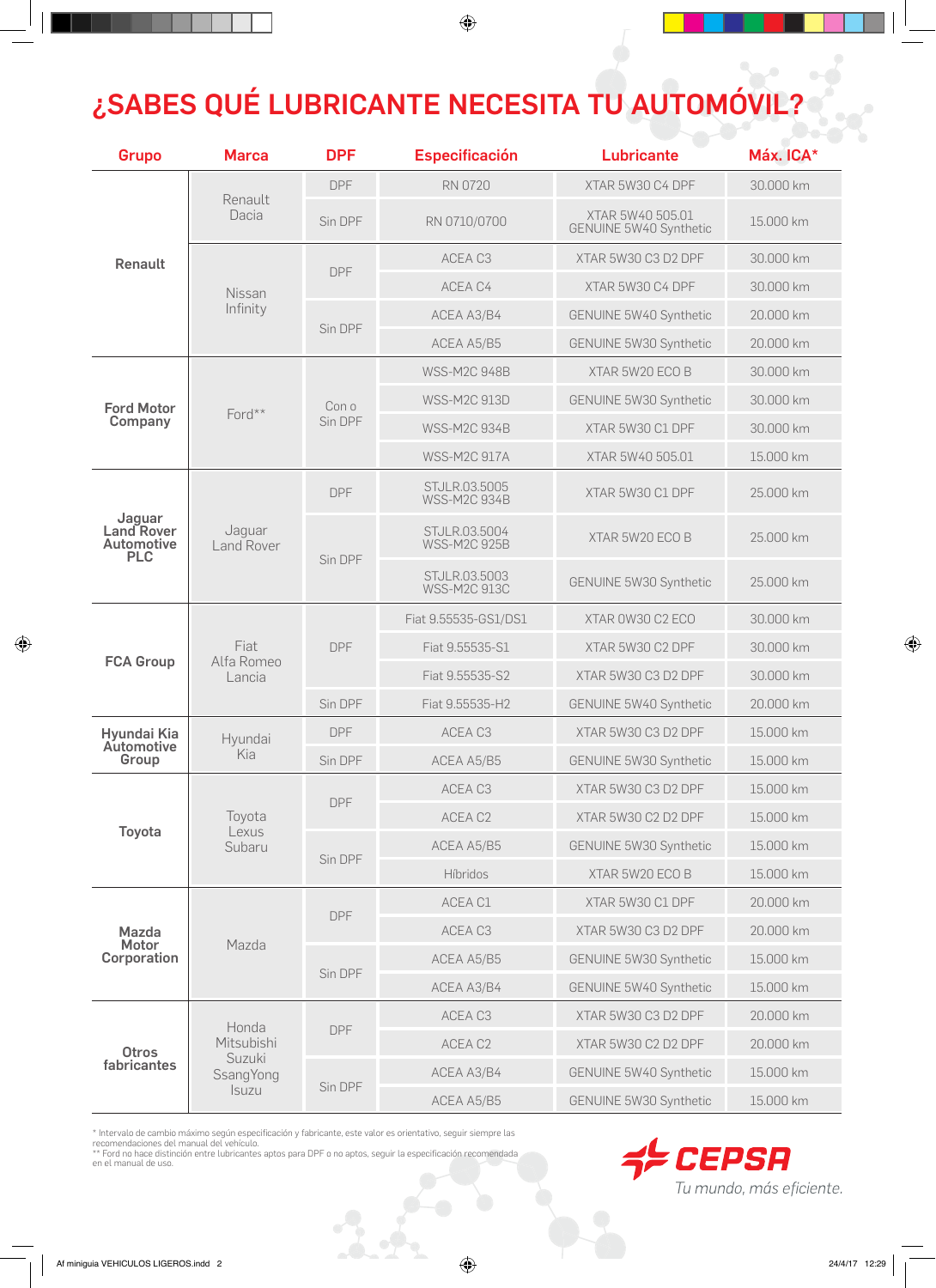# ¿SABES QUÉ LUBRICANTE NECESITA TU AUTOMÓVIL?

| Grupo | Marca | DPF | Especificación | Lubricante | Máx. ICA* |
|---|---|---|---|---|---|
| Renault | Renault Dacia | DPF | RN 0720 | XTAR 5W30 C4 DPF | 30.000 km |
| | | Sin DPF | RN 0710/0700 | XTAR 5W40 505.01 GENUINE 5W40 Synthetic | 15.000 km |
| | Nissan Infinity | DPF | ACEA C3 | XTAR 5W30 C3 D2 DPF | 30.000 km |
| | | | ACEA C4 | XTAR 5W30 C4 DPF | 30.000 km |
| | | Sin DPF | ACEA A3/B4 | GENUINE 5W40 Synthetic | 20.000 km |
| | | | ACEA A5/B5 | GENUINE 5W30 Synthetic | 20.000 km |
| Ford Motor Company | Ford** | Con o Sin DPF | WSS-M2C 948B | XTAR 5W20 ECO B | 30.000 km |
| | | | WSS-M2C 913D | GENUINE 5W30 Synthetic | 30.000 km |
| | | | WSS-M2C 934B | XTAR 5W30 C1 DPF | 30.000 km |
| | | | WSS-M2C 917A | XTAR 5W40 505.01 | 15.000 km |
| Jaguar Land Rover Automotive PLC | Jaguar Land Rover | DPF | STJLR.03.5005 WSS-M2C 934B | XTAR 5W30 C1 DPF | 25.000 km |
| | | Sin DPF | STJLR.03.5004 WSS-M2C 925B | XTAR 5W20 ECO B | 25.000 km |
| | | | STJLR.03.5003 WSS-M2C 913C | GENUINE 5W30 Synthetic | 25.000 km |
| FCA Group | Fiat Alfa Romeo Lancia | DPF | Fiat 9.55535-GS1/DS1 | XTAR 0W30 C2 ECO | 30.000 km |
| | | | Fiat 9.55535-S1 | XTAR 5W30 C2 DPF | 30.000 km |
| | | | Fiat 9.55535-S2 | XTAR 5W30 C3 D2 DPF | 30.000 km |
| | | Sin DPF | Fiat 9.55535-H2 | GENUINE 5W40 Synthetic | 20.000 km |
| Hyundai Kia Automotive Group | Hyundai Kia | DPF | ACEA C3 | XTAR 5W30 C3 D2 DPF | 15.000 km |
| | | Sin DPF | ACEA A5/B5 | GENUINE 5W30 Synthetic | 15.000 km |
| Toyota | Toyota Lexus Subaru | DPF | ACEA C3 | XTAR 5W30 C3 D2 DPF | 15.000 km |
| | | | ACEA C2 | XTAR 5W30 C2 D2 DPF | 15.000 km |
| | | Sin DPF | ACEA A5/B5 | GENUINE 5W30 Synthetic | 15.000 km |
| | | | Híbridos | XTAR 5W20 ECO B | 15.000 km |
| Mazda Motor Corporation | Mazda | DPF | ACEA C1 | XTAR 5W30 C1 DPF | 20.000 km |
| | | | ACEA C3 | XTAR 5W30 C3 D2 DPF | 20.000 km |
| | | Sin DPF | ACEA A5/B5 | GENUINE 5W30 Synthetic | 15.000 km |
| | | | ACEA A3/B4 | GENUINE 5W40 Synthetic | 15.000 km |
| Otros fabricantes | Honda Mitsubishi Suzuki SsangYong Isuzu | DPF | ACEA C3 | XTAR 5W30 C3 D2 DPF | 20.000 km |
| | | | ACEA C2 | XTAR 5W30 C2 D2 DPF | 20.000 km |
| | | Sin DPF | ACEA A3/B4 | GENUINE 5W40 Synthetic | 15.000 km |
| | | | ACEA A5/B5 | GENUINE 5W30 Synthetic | 15.000 km |

* Intervalo de cambio máximo según especificación y fabricante, este valor es orientativo, seguir siempre las recomendaciones del manual del vehículo.
** Ford no hace distinción entre lubricantes aptos para DPF o no aptos, seguir la especificación recomendada en el manual de uso.

CEPSA
*Tu mundo, más eficiente.*